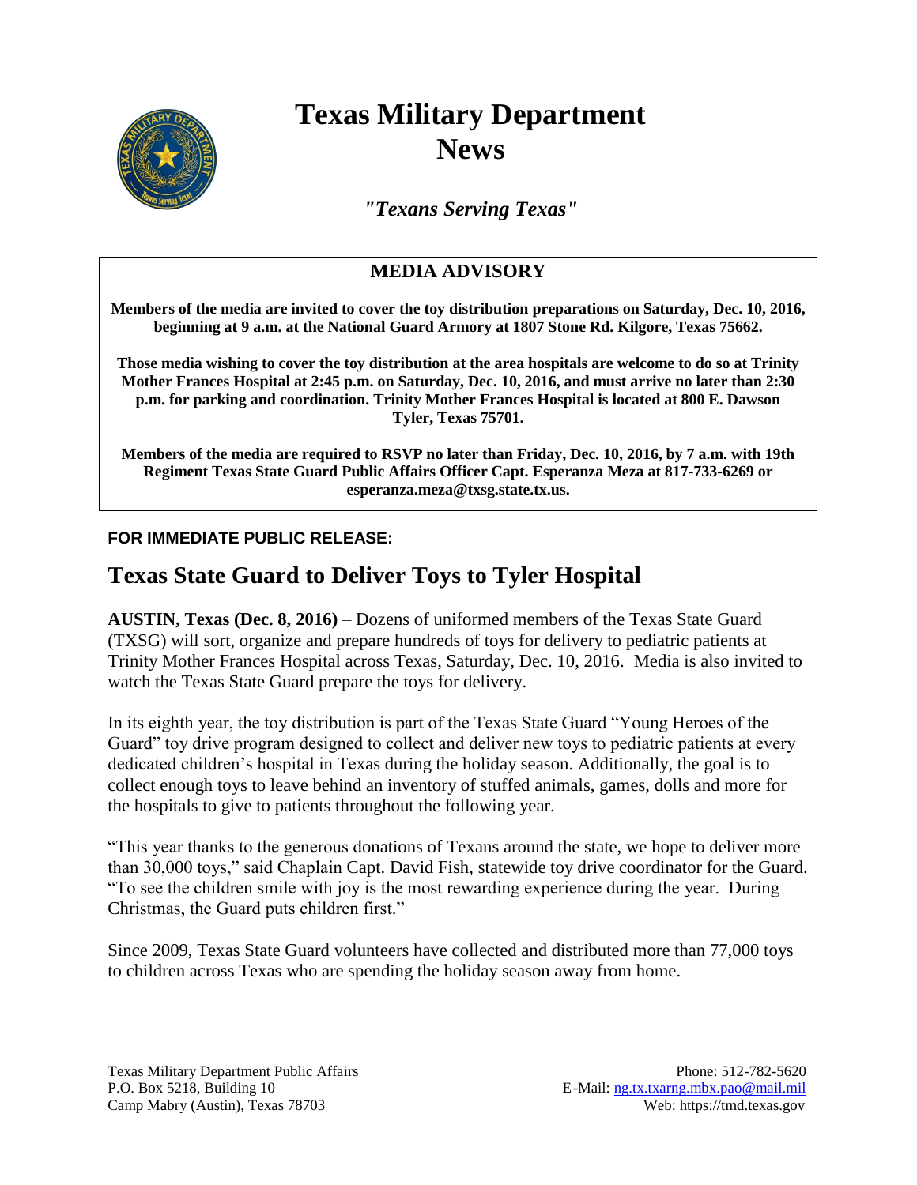# Texas Military Department News

*"Texans Serving Texas"*

## MEDIA ADVISORY

**Members of the media are invited to cover the toy distribution preparations on Saturday, Dec. 10, 2016, beginning at 9 a.m. at the National Guard Armory at 1807 Stone Rd. Kilgore, Texas 75662.**

**Those media wishing to cover the toy distribution at the area hospitals are welcome to do so at Trinity Mother Frances Hospital at 2:45 p.m. on Saturday, Dec. 10, 2016, and must arrive no later than 2:30 p.m. for parking and coordination. Trinity Mother Frances Hospital is located at 800 E. Dawson Tyler, Texas 75701.**

**Members of the media are required to RSVP no later than Friday, Dec. 10, 2016, by 7 a.m. with 19th Regiment Texas State Guard Public Affairs Officer Capt. Esperanza Meza at 817-733-6269 or esperanza.meza@txsg.state.tx.us.**

**FOR IMMEDIATE PUBLIC RELEASE:**

## Texas State Guard to Deliver Toys to Tyler Hospital

**AUSTIN, Texas (Dec. 8, 2016)** – Dozens of uniformed members of the Texas State Guard (TXSG) will sort, organize and prepare hundreds of toys for delivery to pediatric patients at Trinity Mother Frances Hospital across Texas, Saturday, Dec. 10, 2016. Media is also invited to watch the Texas State Guard prepare the toys for delivery.

In its eighth year, the toy distribution is part of the Texas State Guard "Young Heroes of the Guard" toy drive program designed to collect and deliver new toys to pediatric patients at every dedicated children's hospital in Texas during the holiday season. Additionally, the goal is to collect enough toys to leave behind an inventory of stuffed animals, games, dolls and more for the hospitals to give to patients throughout the following year.

"This year thanks to the generous donations of Texans around the state, we hope to deliver more than 30,000 toys," said Chaplain Capt. David Fish, statewide toy drive coordinator for the Guard. "To see the children smile with joy is the most rewarding experience during the year. During Christmas, the Guard puts children first."

Since 2009, Texas State Guard volunteers have collected and distributed more than 77,000 toys to children across Texas who are spending the holiday season away from home.

Texas Military Department Public Affairs
P.O. Box 5218, Building 10
Camp Mabry (Austin), Texas 78703

Phone: 512-782-5620
E-Mail: ng.tx.txarng.mbx.pao@mail.mil
Web: https://tmd.texas.gov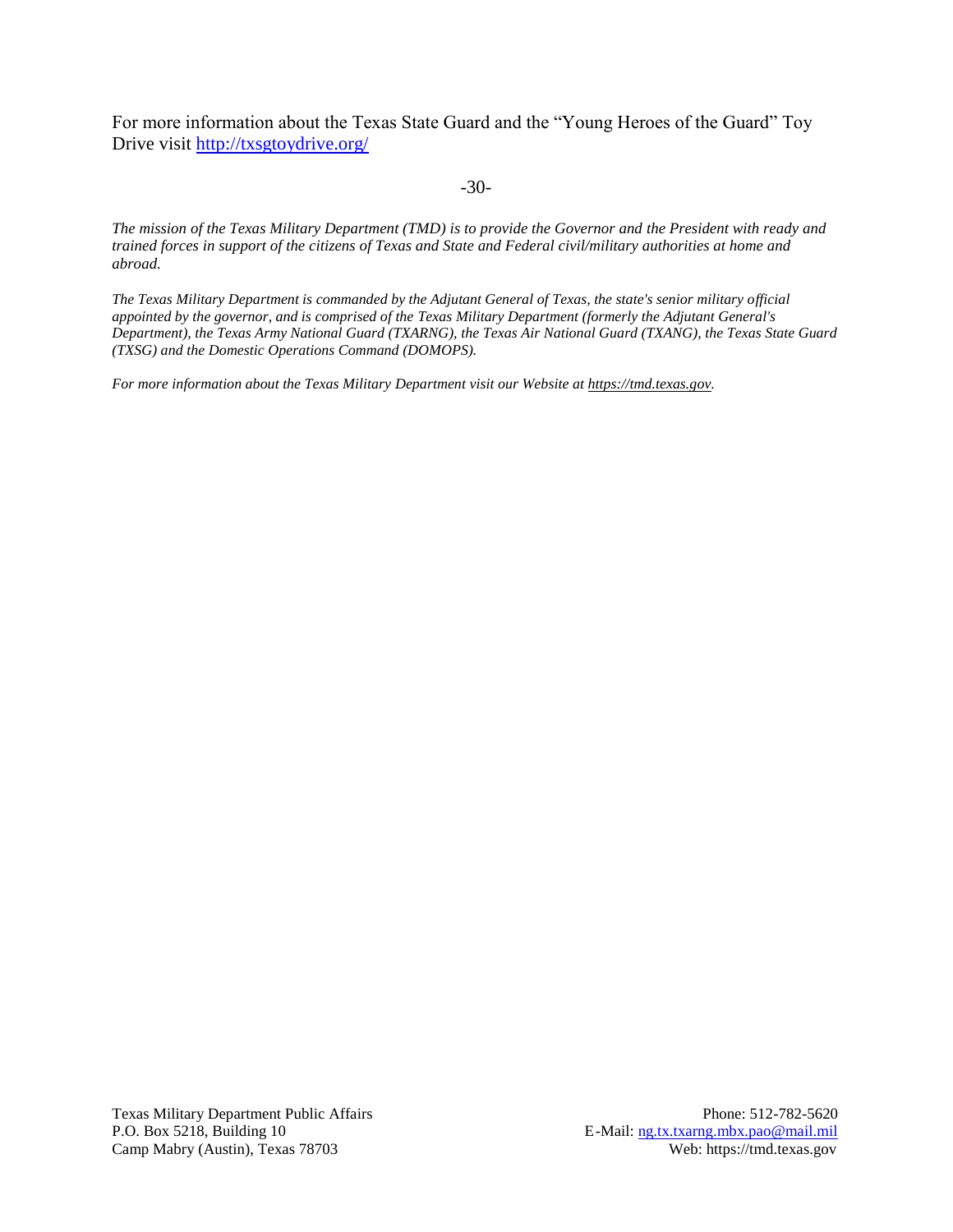For more information about the Texas State Guard and the “Young Heroes of the Guard” Toy Drive visit [http://txsgtoydrive.org/](http://txsgtoydrive.org/)

-30-

*The mission of the Texas Military Department (TMD) is to provide the Governor and the President with ready and trained forces in support of the citizens of Texas and State and Federal civil/military authorities at home and abroad.*

*The Texas Military Department is commanded by the Adjutant General of Texas, the state's senior military official appointed by the governor, and is comprised of the Texas Military Department (formerly the Adjutant General's Department), the Texas Army National Guard (TXARNG), the Texas Air National Guard (TXANG), the Texas State Guard (TXSG) and the Domestic Operations Command (DOMOPS).*

*For more information about the Texas Military Department visit our Website at [https://tmd.texas.gov](https://tmd.texas.gov).*

Texas Military Department Public Affairs
P.O. Box 5218, Building 10
Camp Mabry (Austin), Texas 78703

Phone: 512-782-5620
E-Mail: [ng.tx.txarng.mbx.pao@mail.mil](mailto:ng.tx.txarng.mbx.pao@mail.mil)
Web: https://tmd.texas.gov